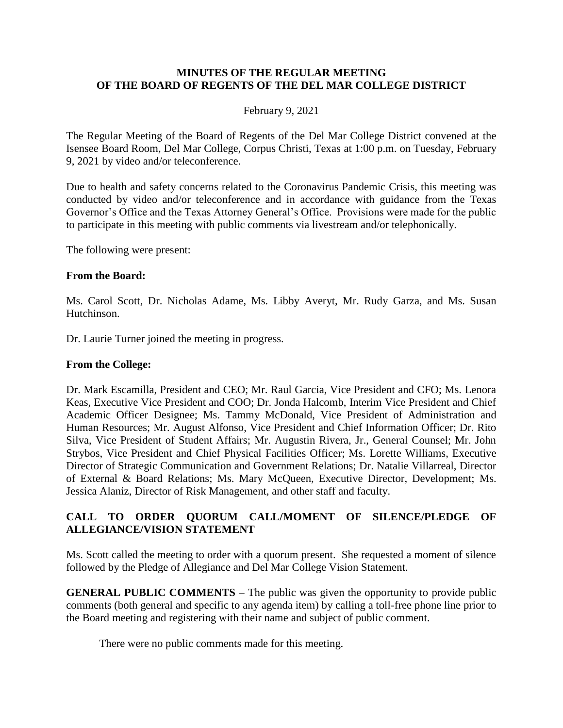# MINUTES OF THE REGULAR MEETING OF THE BOARD OF REGENTS OF THE DEL MAR COLLEGE DISTRICT

February 9, 2021

The Regular Meeting of the Board of Regents of the Del Mar College District convened at the Isensee Board Room, Del Mar College, Corpus Christi, Texas at 1:00 p.m. on Tuesday, February 9, 2021 by video and/or teleconference.

Due to health and safety concerns related to the Coronavirus Pandemic Crisis, this meeting was conducted by video and/or teleconference and in accordance with guidance from the Texas Governor's Office and the Texas Attorney General's Office. Provisions were made for the public to participate in this meeting with public comments via livestream and/or telephonically.

The following were present:

**From the Board:**

Ms. Carol Scott, Dr. Nicholas Adame, Ms. Libby Averyt, Mr. Rudy Garza, and Ms. Susan Hutchinson.

Dr. Laurie Turner joined the meeting in progress.

**From the College:**

Dr. Mark Escamilla, President and CEO; Mr. Raul Garcia, Vice President and CFO; Ms. Lenora Keas, Executive Vice President and COO; Dr. Jonda Halcomb, Interim Vice President and Chief Academic Officer Designee; Ms. Tammy McDonald, Vice President of Administration and Human Resources; Mr. August Alfonso, Vice President and Chief Information Officer; Dr. Rito Silva, Vice President of Student Affairs; Mr. Augustin Rivera, Jr., General Counsel; Mr. John Strybos, Vice President and Chief Physical Facilities Officer; Ms. Lorette Williams, Executive Director of Strategic Communication and Government Relations; Dr. Natalie Villarreal, Director of External & Board Relations; Ms. Mary McQueen, Executive Director, Development; Ms. Jessica Alaniz, Director of Risk Management, and other staff and faculty.

## CALL TO ORDER QUORUM CALL/MOMENT OF SILENCE/PLEDGE OF ALLEGIANCE/VISION STATEMENT

Ms. Scott called the meeting to order with a quorum present. She requested a moment of silence followed by the Pledge of Allegiance and Del Mar College Vision Statement.

**GENERAL PUBLIC COMMENTS** – The public was given the opportunity to provide public comments (both general and specific to any agenda item) by calling a toll-free phone line prior to the Board meeting and registering with their name and subject of public comment.

There were no public comments made for this meeting.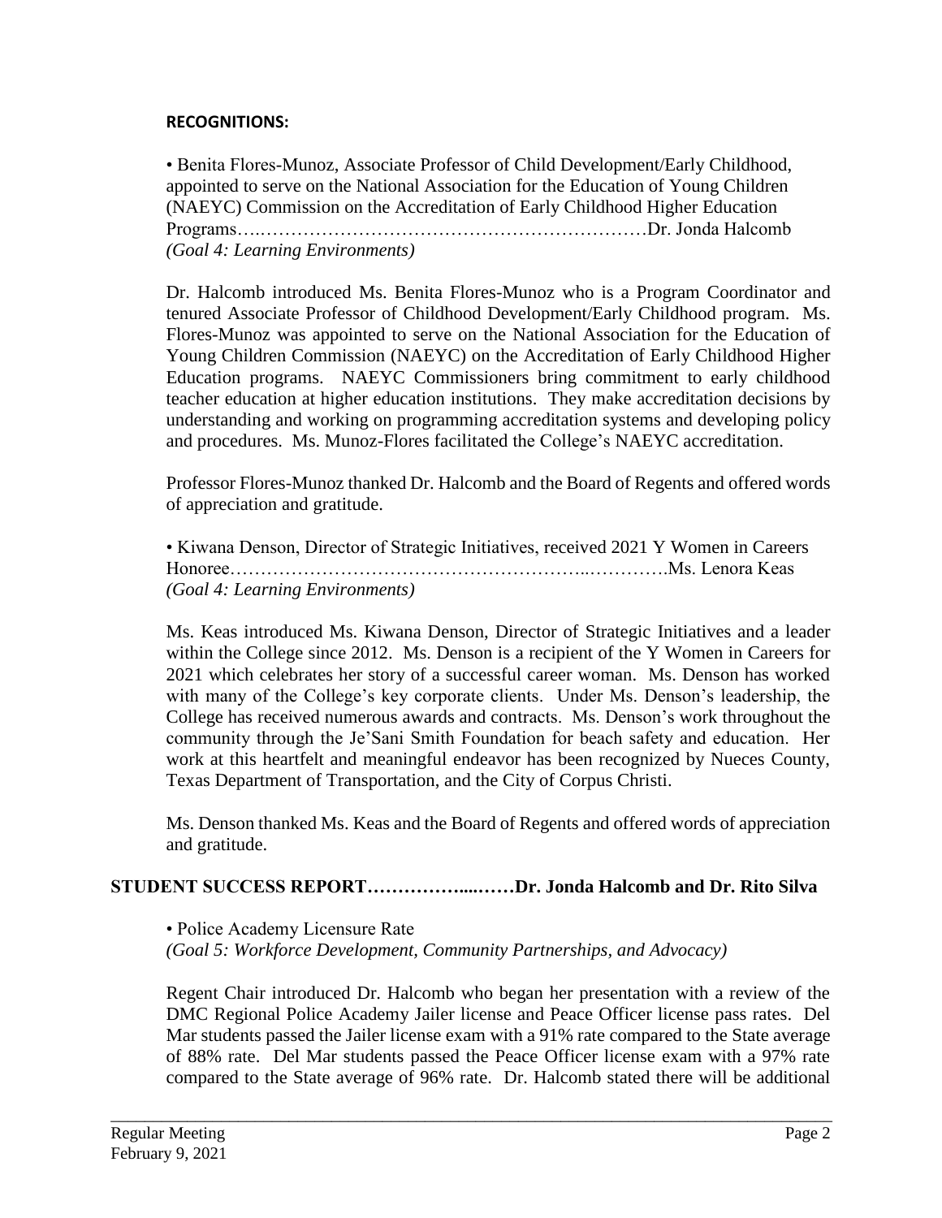**RECOGNITIONS:**

• Benita Flores-Munoz, Associate Professor of Child Development/Early Childhood, appointed to serve on the National Association for the Education of Young Children (NAEYC) Commission on the Accreditation of Early Childhood Higher Education Programs….………………………………………………………Dr. Jonda Halcomb
*(Goal 4: Learning Environments)*

Dr. Halcomb introduced Ms. Benita Flores-Munoz who is a Program Coordinator and tenured Associate Professor of Childhood Development/Early Childhood program. Ms. Flores-Munoz was appointed to serve on the National Association for the Education of Young Children Commission (NAEYC) on the Accreditation of Early Childhood Higher Education programs. NAEYC Commissioners bring commitment to early childhood teacher education at higher education institutions. They make accreditation decisions by understanding and working on programming accreditation systems and developing policy and procedures. Ms. Munoz-Flores facilitated the College's NAEYC accreditation.

Professor Flores-Munoz thanked Dr. Halcomb and the Board of Regents and offered words of appreciation and gratitude.

• Kiwana Denson, Director of Strategic Initiatives, received 2021 Y Women in Careers Honoree………………………………………………..………….Ms. Lenora Keas
*(Goal 4: Learning Environments)*

Ms. Keas introduced Ms. Kiwana Denson, Director of Strategic Initiatives and a leader within the College since 2012. Ms. Denson is a recipient of the Y Women in Careers for 2021 which celebrates her story of a successful career woman. Ms. Denson has worked with many of the College's key corporate clients. Under Ms. Denson's leadership, the College has received numerous awards and contracts. Ms. Denson's work throughout the community through the Je'Sani Smith Foundation for beach safety and education. Her work at this heartfelt and meaningful endeavor has been recognized by Nueces County, Texas Department of Transportation, and the City of Corpus Christi.

Ms. Denson thanked Ms. Keas and the Board of Regents and offered words of appreciation and gratitude.

## STUDENT SUCCESS REPORT……………....……Dr. Jonda Halcomb and Dr. Rito Silva

• Police Academy Licensure Rate
*(Goal 5: Workforce Development, Community Partnerships, and Advocacy)*

Regent Chair introduced Dr. Halcomb who began her presentation with a review of the DMC Regional Police Academy Jailer license and Peace Officer license pass rates. Del Mar students passed the Jailer license exam with a 91% rate compared to the State average of 88% rate. Del Mar students passed the Peace Officer license exam with a 97% rate compared to the State average of 96% rate. Dr. Halcomb stated there will be additional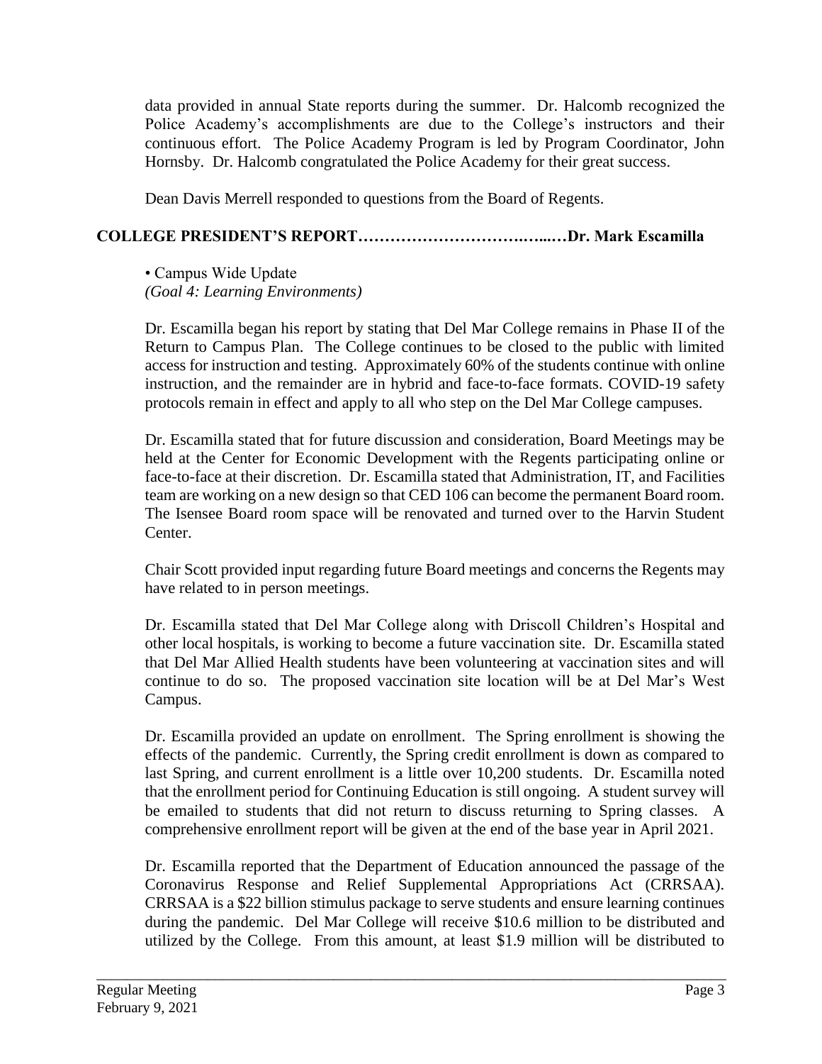data provided in annual State reports during the summer. Dr. Halcomb recognized the Police Academy's accomplishments are due to the College's instructors and their continuous effort. The Police Academy Program is led by Program Coordinator, John Hornsby. Dr. Halcomb congratulated the Police Academy for their great success.

Dean Davis Merrell responded to questions from the Board of Regents.

**COLLEGE PRESIDENT'S REPORT……………………………..…Dr. Mark Escamilla**

• Campus Wide Update
*(Goal 4: Learning Environments)*

Dr. Escamilla began his report by stating that Del Mar College remains in Phase II of the Return to Campus Plan. The College continues to be closed to the public with limited access for instruction and testing. Approximately 60% of the students continue with online instruction, and the remainder are in hybrid and face-to-face formats. COVID-19 safety protocols remain in effect and apply to all who step on the Del Mar College campuses.

Dr. Escamilla stated that for future discussion and consideration, Board Meetings may be held at the Center for Economic Development with the Regents participating online or face-to-face at their discretion. Dr. Escamilla stated that Administration, IT, and Facilities team are working on a new design so that CED 106 can become the permanent Board room. The Isensee Board room space will be renovated and turned over to the Harvin Student Center.

Chair Scott provided input regarding future Board meetings and concerns the Regents may have related to in person meetings.

Dr. Escamilla stated that Del Mar College along with Driscoll Children's Hospital and other local hospitals, is working to become a future vaccination site. Dr. Escamilla stated that Del Mar Allied Health students have been volunteering at vaccination sites and will continue to do so. The proposed vaccination site location will be at Del Mar's West Campus.

Dr. Escamilla provided an update on enrollment. The Spring enrollment is showing the effects of the pandemic. Currently, the Spring credit enrollment is down as compared to last Spring, and current enrollment is a little over 10,200 students. Dr. Escamilla noted that the enrollment period for Continuing Education is still ongoing. A student survey will be emailed to students that did not return to discuss returning to Spring classes. A comprehensive enrollment report will be given at the end of the base year in April 2021.

Dr. Escamilla reported that the Department of Education announced the passage of the Coronavirus Response and Relief Supplemental Appropriations Act (CRRSAA). CRRSAA is a $22 billion stimulus package to serve students and ensure learning continues during the pandemic. Del Mar College will receive $10.6 million to be distributed and utilized by the College. From this amount, at least $1.9 million will be distributed to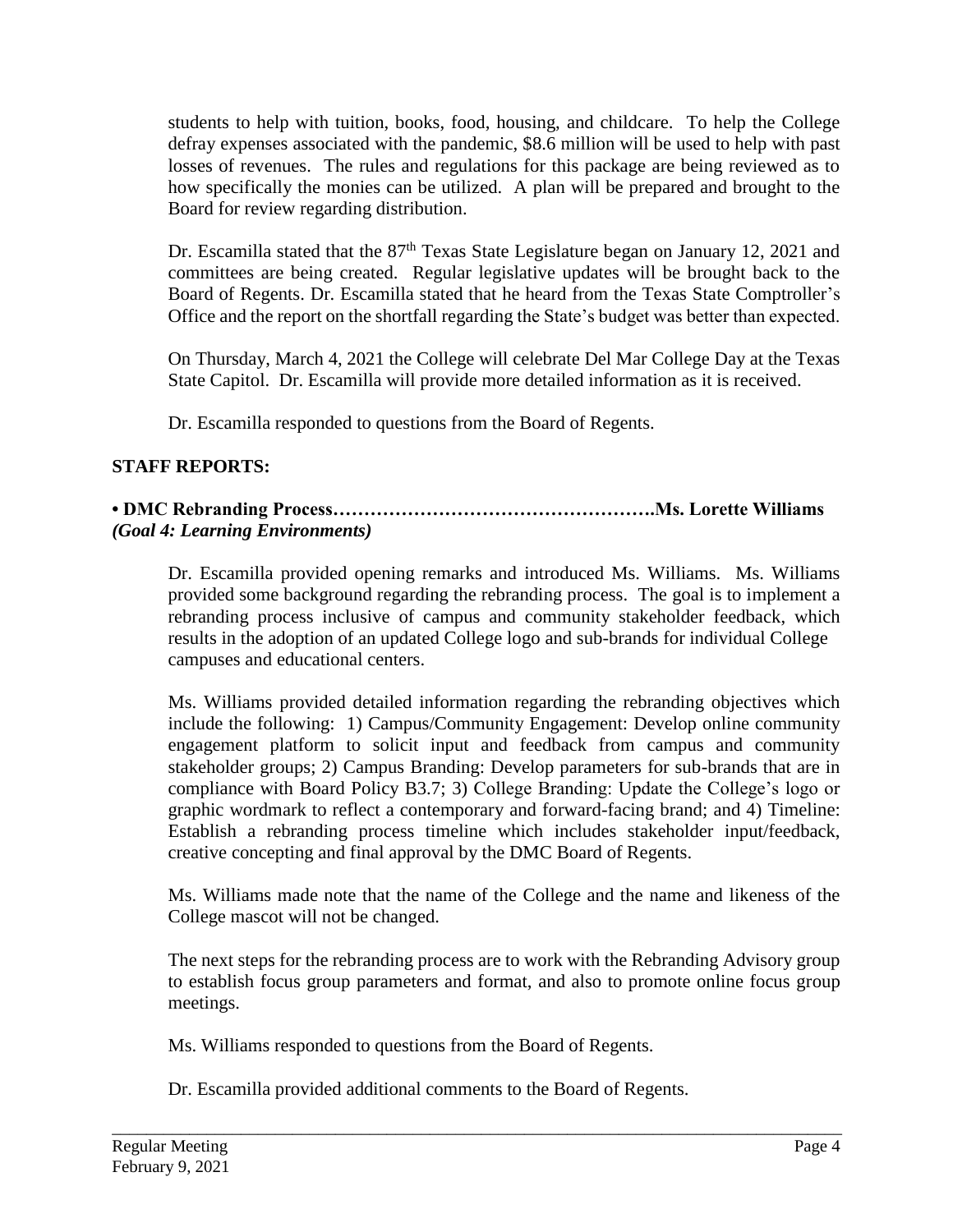students to help with tuition, books, food, housing, and childcare. To help the College defray expenses associated with the pandemic, $8.6 million will be used to help with past losses of revenues. The rules and regulations for this package are being reviewed as to how specifically the monies can be utilized. A plan will be prepared and brought to the Board for review regarding distribution.

Dr. Escamilla stated that the 87th Texas State Legislature began on January 12, 2021 and committees are being created. Regular legislative updates will be brought back to the Board of Regents. Dr. Escamilla stated that he heard from the Texas State Comptroller's Office and the report on the shortfall regarding the State's budget was better than expected.

On Thursday, March 4, 2021 the College will celebrate Del Mar College Day at the Texas State Capitol. Dr. Escamilla will provide more detailed information as it is received.

Dr. Escamilla responded to questions from the Board of Regents.

**STAFF REPORTS:**

**• DMC Rebranding Process…………………………………………….Ms. Lorette Williams**
***(Goal 4: Learning Environments)***

Dr. Escamilla provided opening remarks and introduced Ms. Williams. Ms. Williams provided some background regarding the rebranding process. The goal is to implement a rebranding process inclusive of campus and community stakeholder feedback, which results in the adoption of an updated College logo and sub-brands for individual College campuses and educational centers.

Ms. Williams provided detailed information regarding the rebranding objectives which include the following: 1) Campus/Community Engagement: Develop online community engagement platform to solicit input and feedback from campus and community stakeholder groups; 2) Campus Branding: Develop parameters for sub-brands that are in compliance with Board Policy B3.7; 3) College Branding: Update the College's logo or graphic wordmark to reflect a contemporary and forward-facing brand; and 4) Timeline: Establish a rebranding process timeline which includes stakeholder input/feedback, creative concepting and final approval by the DMC Board of Regents.

Ms. Williams made note that the name of the College and the name and likeness of the College mascot will not be changed.

The next steps for the rebranding process are to work with the Rebranding Advisory group to establish focus group parameters and format, and also to promote online focus group meetings.

Ms. Williams responded to questions from the Board of Regents.

Dr. Escamilla provided additional comments to the Board of Regents.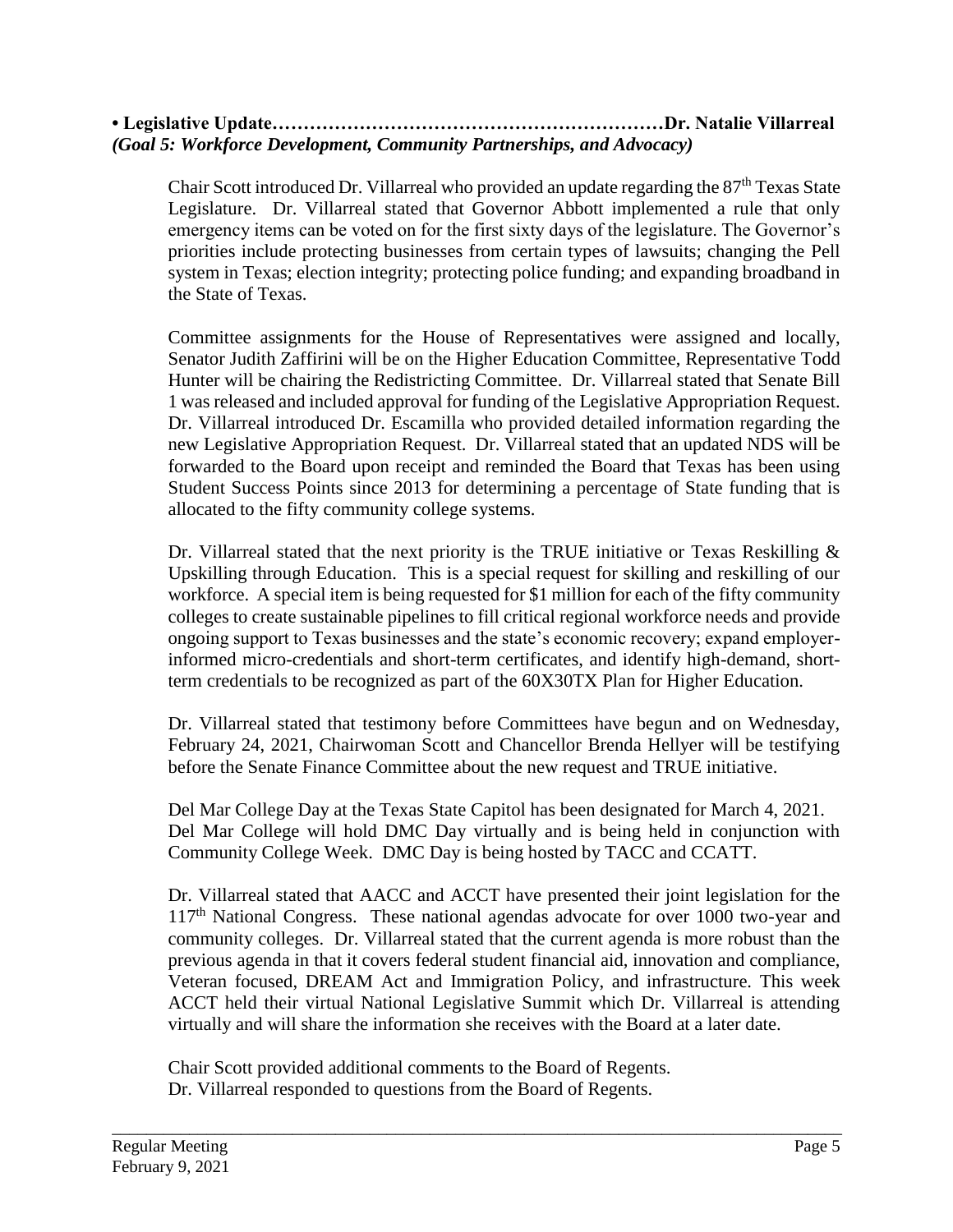**• Legislative Update……………………………………………………Dr. Natalie Villarreal**
***(Goal 5: Workforce Development, Community Partnerships, and Advocacy)***

Chair Scott introduced Dr. Villarreal who provided an update regarding the 87th Texas State Legislature. Dr. Villarreal stated that Governor Abbott implemented a rule that only emergency items can be voted on for the first sixty days of the legislature. The Governor's priorities include protecting businesses from certain types of lawsuits; changing the Pell system in Texas; election integrity; protecting police funding; and expanding broadband in the State of Texas.

Committee assignments for the House of Representatives were assigned and locally, Senator Judith Zaffirini will be on the Higher Education Committee, Representative Todd Hunter will be chairing the Redistricting Committee. Dr. Villarreal stated that Senate Bill 1 was released and included approval for funding of the Legislative Appropriation Request. Dr. Villarreal introduced Dr. Escamilla who provided detailed information regarding the new Legislative Appropriation Request. Dr. Villarreal stated that an updated NDS will be forwarded to the Board upon receipt and reminded the Board that Texas has been using Student Success Points since 2013 for determining a percentage of State funding that is allocated to the fifty community college systems.

Dr. Villarreal stated that the next priority is the TRUE initiative or Texas Reskilling & Upskilling through Education. This is a special request for skilling and reskilling of our workforce. A special item is being requested for $1 million for each of the fifty community colleges to create sustainable pipelines to fill critical regional workforce needs and provide ongoing support to Texas businesses and the state's economic recovery; expand employer-informed micro-credentials and short-term certificates, and identify high-demand, short-term credentials to be recognized as part of the 60X30TX Plan for Higher Education.

Dr. Villarreal stated that testimony before Committees have begun and on Wednesday, February 24, 2021, Chairwoman Scott and Chancellor Brenda Hellyer will be testifying before the Senate Finance Committee about the new request and TRUE initiative.

Del Mar College Day at the Texas State Capitol has been designated for March 4, 2021. Del Mar College will hold DMC Day virtually and is being held in conjunction with Community College Week. DMC Day is being hosted by TACC and CCATT.

Dr. Villarreal stated that AACC and ACCT have presented their joint legislation for the 117th National Congress. These national agendas advocate for over 1000 two-year and community colleges. Dr. Villarreal stated that the current agenda is more robust than the previous agenda in that it covers federal student financial aid, innovation and compliance, Veteran focused, DREAM Act and Immigration Policy, and infrastructure. This week ACCT held their virtual National Legislative Summit which Dr. Villarreal is attending virtually and will share the information she receives with the Board at a later date.

Chair Scott provided additional comments to the Board of Regents.
Dr. Villarreal responded to questions from the Board of Regents.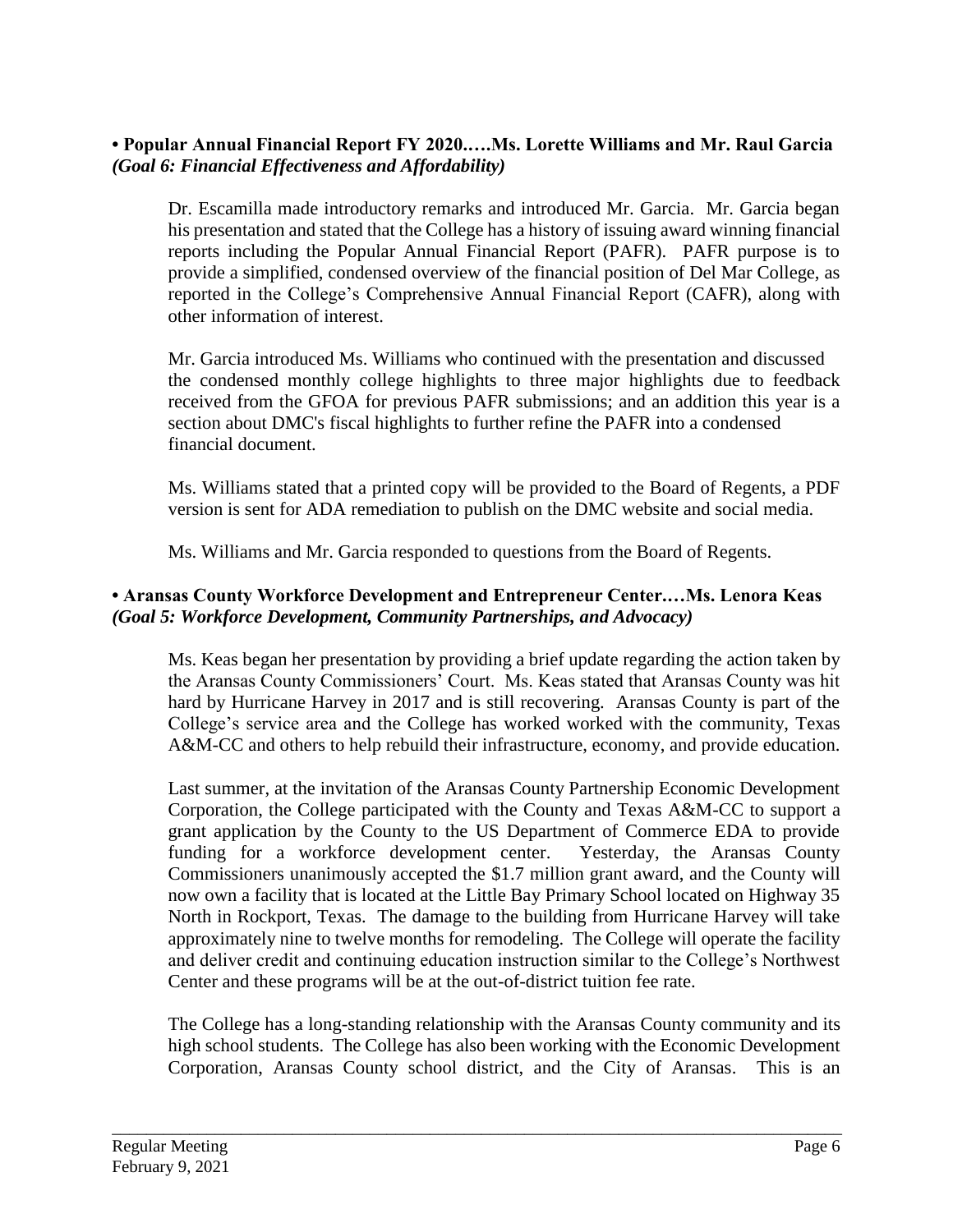**• Popular Annual Financial Report FY 2020.….Ms. Lorette Williams and Mr. Raul Garcia**
***(Goal 6: Financial Effectiveness and Affordability)***

Dr. Escamilla made introductory remarks and introduced Mr. Garcia. Mr. Garcia began his presentation and stated that the College has a history of issuing award winning financial reports including the Popular Annual Financial Report (PAFR). PAFR purpose is to provide a simplified, condensed overview of the financial position of Del Mar College, as reported in the College's Comprehensive Annual Financial Report (CAFR), along with other information of interest.

Mr. Garcia introduced Ms. Williams who continued with the presentation and discussed the condensed monthly college highlights to three major highlights due to feedback received from the GFOA for previous PAFR submissions; and an addition this year is a section about DMC's fiscal highlights to further refine the PAFR into a condensed financial document.

Ms. Williams stated that a printed copy will be provided to the Board of Regents, a PDF version is sent for ADA remediation to publish on the DMC website and social media.

Ms. Williams and Mr. Garcia responded to questions from the Board of Regents.

**• Aransas County Workforce Development and Entrepreneur Center.…Ms. Lenora Keas**
***(Goal 5: Workforce Development, Community Partnerships, and Advocacy)***

Ms. Keas began her presentation by providing a brief update regarding the action taken by the Aransas County Commissioners' Court. Ms. Keas stated that Aransas County was hit hard by Hurricane Harvey in 2017 and is still recovering. Aransas County is part of the College's service area and the College has worked worked with the community, Texas A&M-CC and others to help rebuild their infrastructure, economy, and provide education.

Last summer, at the invitation of the Aransas County Partnership Economic Development Corporation, the College participated with the County and Texas A&M-CC to support a grant application by the County to the US Department of Commerce EDA to provide funding for a workforce development center. Yesterday, the Aransas County Commissioners unanimously accepted the $1.7 million grant award, and the County will now own a facility that is located at the Little Bay Primary School located on Highway 35 North in Rockport, Texas. The damage to the building from Hurricane Harvey will take approximately nine to twelve months for remodeling. The College will operate the facility and deliver credit and continuing education instruction similar to the College's Northwest Center and these programs will be at the out-of-district tuition fee rate.

The College has a long-standing relationship with the Aransas County community and its high school students. The College has also been working with the Economic Development Corporation, Aransas County school district, and the City of Aransas. This is an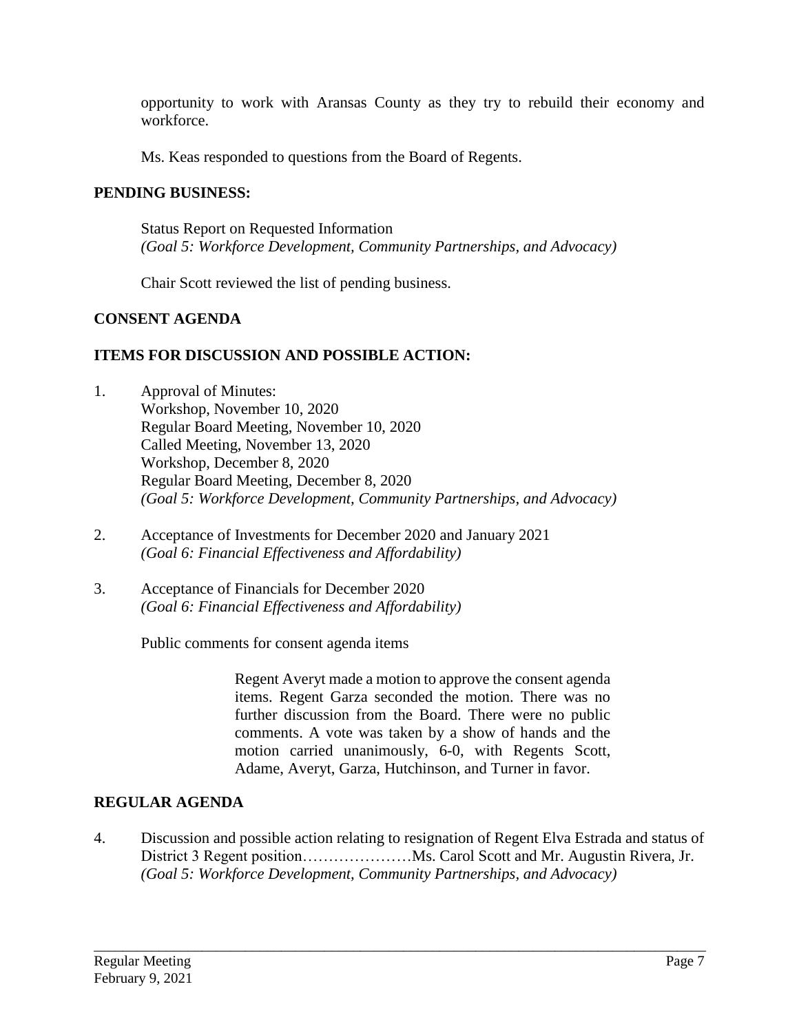opportunity to work with Aransas County as they try to rebuild their economy and workforce.

Ms. Keas responded to questions from the Board of Regents.

**PENDING BUSINESS:**

Status Report on Requested Information
*(Goal 5: Workforce Development, Community Partnerships, and Advocacy)*

Chair Scott reviewed the list of pending business.

**CONSENT AGENDA**

**ITEMS FOR DISCUSSION AND POSSIBLE ACTION:**

1. Approval of Minutes:
   Workshop, November 10, 2020
   Regular Board Meeting, November 10, 2020
   Called Meeting, November 13, 2020
   Workshop, December 8, 2020
   Regular Board Meeting, December 8, 2020
   *(Goal 5: Workforce Development, Community Partnerships, and Advocacy)*

2. Acceptance of Investments for December 2020 and January 2021
   *(Goal 6: Financial Effectiveness and Affordability)*

3. Acceptance of Financials for December 2020
   *(Goal 6: Financial Effectiveness and Affordability)*

Public comments for consent agenda items

> Regent Averyt made a motion to approve the consent agenda items. Regent Garza seconded the motion. There was no further discussion from the Board. There were no public comments. A vote was taken by a show of hands and the motion carried unanimously, 6-0, with Regents Scott, Adame, Averyt, Garza, Hutchinson, and Turner in favor.

**REGULAR AGENDA**

4. Discussion and possible action relating to resignation of Regent Elva Estrada and status of District 3 Regent position…………………Ms. Carol Scott and Mr. Augustin Rivera, Jr.
   *(Goal 5: Workforce Development, Community Partnerships, and Advocacy)*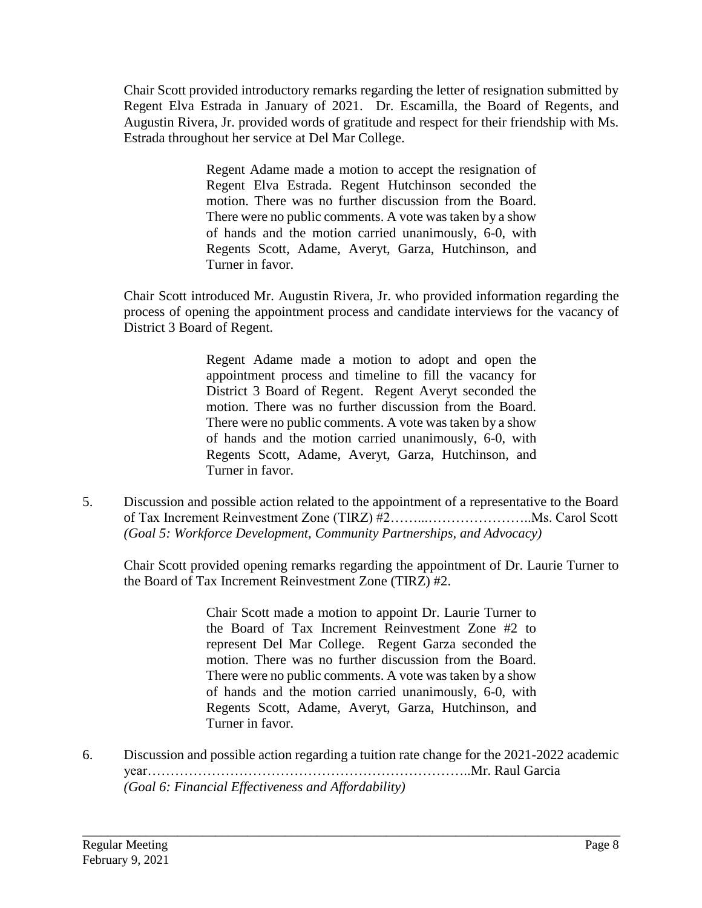Chair Scott provided introductory remarks regarding the letter of resignation submitted by Regent Elva Estrada in January of 2021. Dr. Escamilla, the Board of Regents, and Augustin Rivera, Jr. provided words of gratitude and respect for their friendship with Ms. Estrada throughout her service at Del Mar College.

> Regent Adame made a motion to accept the resignation of Regent Elva Estrada. Regent Hutchinson seconded the motion. There was no further discussion from the Board. There were no public comments. A vote was taken by a show of hands and the motion carried unanimously, 6-0, with Regents Scott, Adame, Averyt, Garza, Hutchinson, and Turner in favor.

Chair Scott introduced Mr. Augustin Rivera, Jr. who provided information regarding the process of opening the appointment process and candidate interviews for the vacancy of District 3 Board of Regent.

> Regent Adame made a motion to adopt and open the appointment process and timeline to fill the vacancy for District 3 Board of Regent. Regent Averyt seconded the motion. There was no further discussion from the Board. There were no public comments. A vote was taken by a show of hands and the motion carried unanimously, 6-0, with Regents Scott, Adame, Averyt, Garza, Hutchinson, and Turner in favor.

5. Discussion and possible action related to the appointment of a representative to the Board of Tax Increment Reinvestment Zone (TIRZ) #2……...…………………..Ms. Carol Scott
*(Goal 5: Workforce Development, Community Partnerships, and Advocacy)*

Chair Scott provided opening remarks regarding the appointment of Dr. Laurie Turner to the Board of Tax Increment Reinvestment Zone (TIRZ) #2.

> Chair Scott made a motion to appoint Dr. Laurie Turner to the Board of Tax Increment Reinvestment Zone #2 to represent Del Mar College. Regent Garza seconded the motion. There was no further discussion from the Board. There were no public comments. A vote was taken by a show of hands and the motion carried unanimously, 6-0, with Regents Scott, Adame, Averyt, Garza, Hutchinson, and Turner in favor.

6. Discussion and possible action regarding a tuition rate change for the 2021-2022 academic year…………………………………………………………..Mr. Raul Garcia
*(Goal 6: Financial Effectiveness and Affordability)*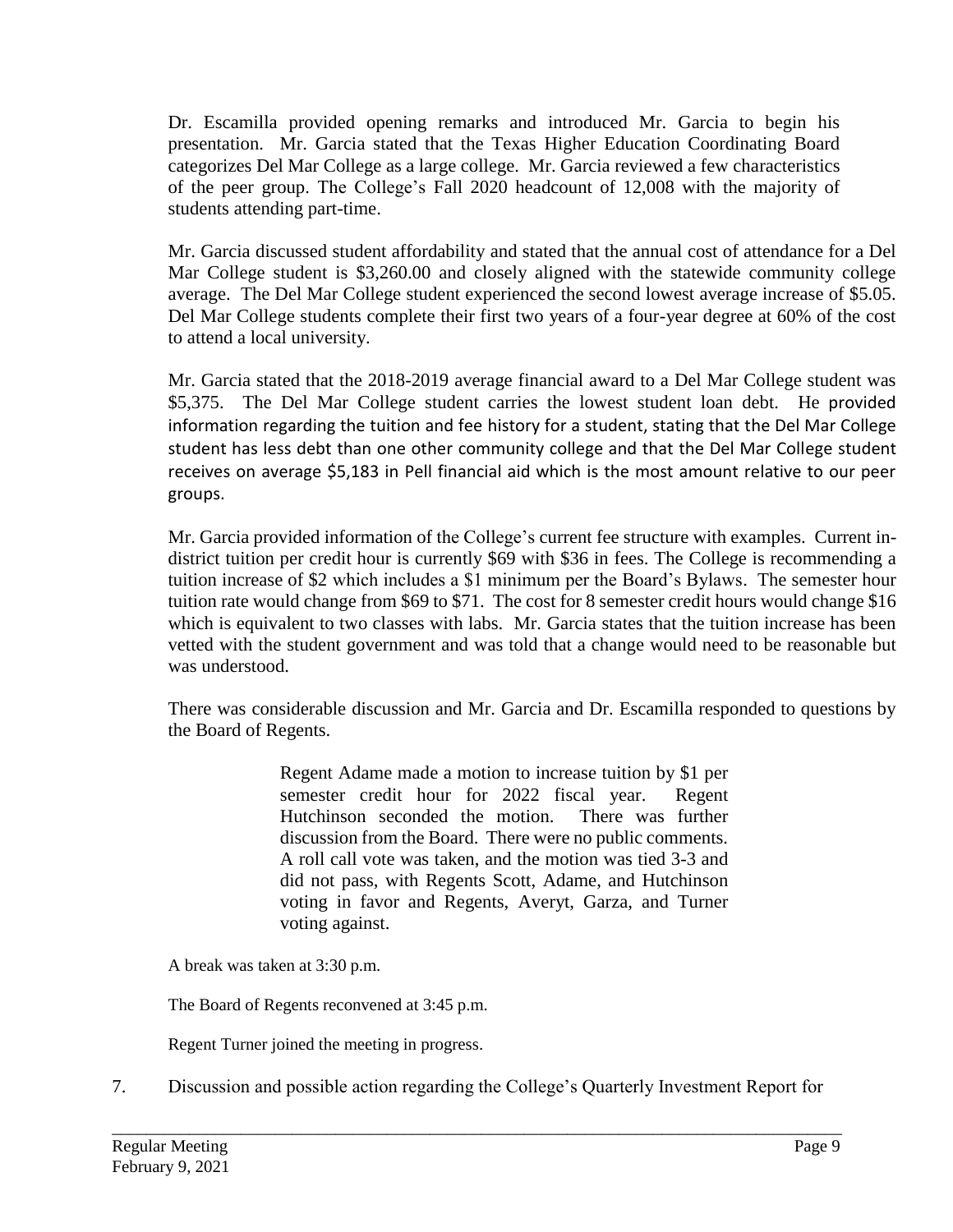Dr. Escamilla provided opening remarks and introduced Mr. Garcia to begin his presentation. Mr. Garcia stated that the Texas Higher Education Coordinating Board categorizes Del Mar College as a large college. Mr. Garcia reviewed a few characteristics of the peer group. The College's Fall 2020 headcount of 12,008 with the majority of students attending part-time.

Mr. Garcia discussed student affordability and stated that the annual cost of attendance for a Del Mar College student is $3,260.00 and closely aligned with the statewide community college average. The Del Mar College student experienced the second lowest average increase of $5.05. Del Mar College students complete their first two years of a four-year degree at 60% of the cost to attend a local university.

Mr. Garcia stated that the 2018-2019 average financial award to a Del Mar College student was $5,375. The Del Mar College student carries the lowest student loan debt. He provided information regarding the tuition and fee history for a student, stating that the Del Mar College student has less debt than one other community college and that the Del Mar College student receives on average $5,183 in Pell financial aid which is the most amount relative to our peer groups.

Mr. Garcia provided information of the College's current fee structure with examples. Current in-district tuition per credit hour is currently $69 with $36 in fees. The College is recommending a tuition increase of $2 which includes a $1 minimum per the Board's Bylaws. The semester hour tuition rate would change from $69 to $71. The cost for 8 semester credit hours would change $16 which is equivalent to two classes with labs. Mr. Garcia states that the tuition increase has been vetted with the student government and was told that a change would need to be reasonable but was understood.

There was considerable discussion and Mr. Garcia and Dr. Escamilla responded to questions by the Board of Regents.

> Regent Adame made a motion to increase tuition by $1 per semester credit hour for 2022 fiscal year. Regent Hutchinson seconded the motion. There was further discussion from the Board. There were no public comments. A roll call vote was taken, and the motion was tied 3-3 and did not pass, with Regents Scott, Adame, and Hutchinson voting in favor and Regents, Averyt, Garza, and Turner voting against.

A break was taken at 3:30 p.m.

The Board of Regents reconvened at 3:45 p.m.

Regent Turner joined the meeting in progress.

7. Discussion and possible action regarding the College's Quarterly Investment Report for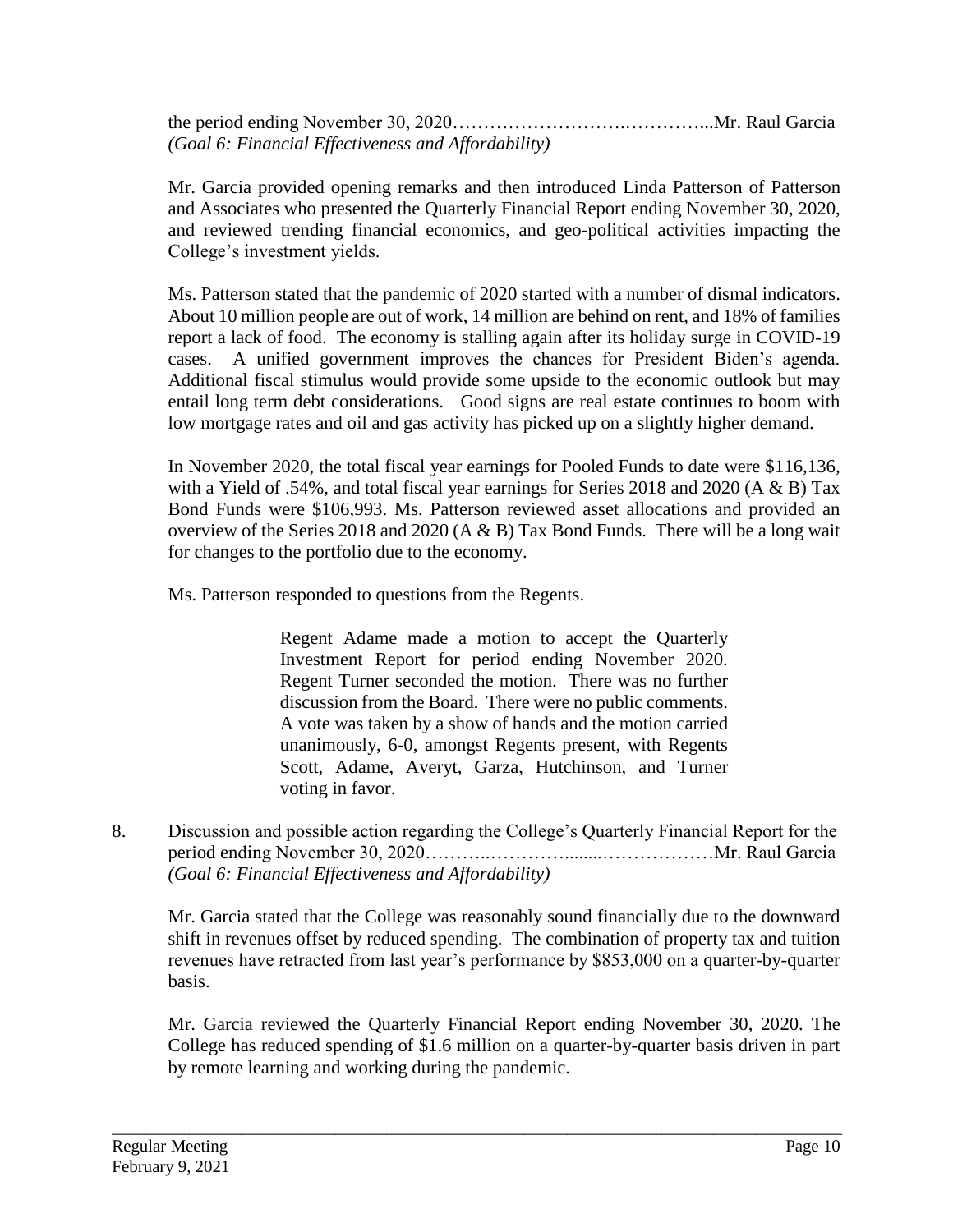the period ending November 30, 2020………………………..…………...Mr. Raul Garcia
*(Goal 6: Financial Effectiveness and Affordability)*

Mr. Garcia provided opening remarks and then introduced Linda Patterson of Patterson and Associates who presented the Quarterly Financial Report ending November 30, 2020, and reviewed trending financial economics, and geo-political activities impacting the College's investment yields.

Ms. Patterson stated that the pandemic of 2020 started with a number of dismal indicators. About 10 million people are out of work, 14 million are behind on rent, and 18% of families report a lack of food. The economy is stalling again after its holiday surge in COVID-19 cases. A unified government improves the chances for President Biden's agenda. Additional fiscal stimulus would provide some upside to the economic outlook but may entail long term debt considerations. Good signs are real estate continues to boom with low mortgage rates and oil and gas activity has picked up on a slightly higher demand.

In November 2020, the total fiscal year earnings for Pooled Funds to date were \$116,136, with a Yield of .54%, and total fiscal year earnings for Series 2018 and 2020 (A & B) Tax Bond Funds were \$106,993. Ms. Patterson reviewed asset allocations and provided an overview of the Series 2018 and 2020 (A & B) Tax Bond Funds. There will be a long wait for changes to the portfolio due to the economy.

Ms. Patterson responded to questions from the Regents.

> Regent Adame made a motion to accept the Quarterly Investment Report for period ending November 2020. Regent Turner seconded the motion. There was no further discussion from the Board. There were no public comments. A vote was taken by a show of hands and the motion carried unanimously, 6-0, amongst Regents present, with Regents Scott, Adame, Averyt, Garza, Hutchinson, and Turner voting in favor.

8. Discussion and possible action regarding the College's Quarterly Financial Report for the period ending November 30, 2020………..…………........………………Mr. Raul Garcia
*(Goal 6: Financial Effectiveness and Affordability)*

Mr. Garcia stated that the College was reasonably sound financially due to the downward shift in revenues offset by reduced spending. The combination of property tax and tuition revenues have retracted from last year's performance by \$853,000 on a quarter-by-quarter basis.

Mr. Garcia reviewed the Quarterly Financial Report ending November 30, 2020. The College has reduced spending of \$1.6 million on a quarter-by-quarter basis driven in part by remote learning and working during the pandemic.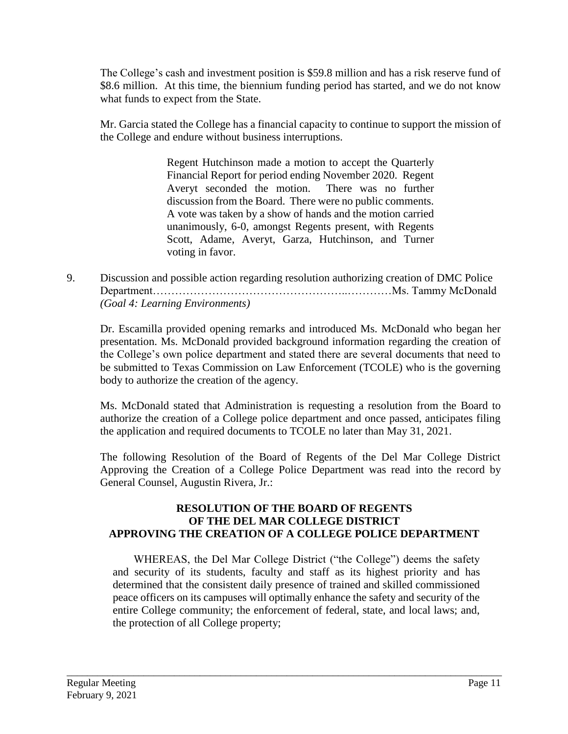The College's cash and investment position is $59.8 million and has a risk reserve fund of $8.6 million. At this time, the biennium funding period has started, and we do not know what funds to expect from the State.

Mr. Garcia stated the College has a financial capacity to continue to support the mission of the College and endure without business interruptions.

> Regent Hutchinson made a motion to accept the Quarterly Financial Report for period ending November 2020. Regent Averyt seconded the motion. There was no further discussion from the Board. There were no public comments. A vote was taken by a show of hands and the motion carried unanimously, 6-0, amongst Regents present, with Regents Scott, Adame, Averyt, Garza, Hutchinson, and Turner voting in favor.

9. Discussion and possible action regarding resolution authorizing creation of DMC Police Department…………………………………………..…………Ms. Tammy McDonald
*(Goal 4: Learning Environments)*

Dr. Escamilla provided opening remarks and introduced Ms. McDonald who began her presentation. Ms. McDonald provided background information regarding the creation of the College's own police department and stated there are several documents that need to be submitted to Texas Commission on Law Enforcement (TCOLE) who is the governing body to authorize the creation of the agency.

Ms. McDonald stated that Administration is requesting a resolution from the Board to authorize the creation of a College police department and once passed, anticipates filing the application and required documents to TCOLE no later than May 31, 2021.

The following Resolution of the Board of Regents of the Del Mar College District Approving the Creation of a College Police Department was read into the record by General Counsel, Augustin Rivera, Jr.:

**RESOLUTION OF THE BOARD OF REGENTS OF THE DEL MAR COLLEGE DISTRICT APPROVING THE CREATION OF A COLLEGE POLICE DEPARTMENT**

WHEREAS, the Del Mar College District ("the College") deems the safety and security of its students, faculty and staff as its highest priority and has determined that the consistent daily presence of trained and skilled commissioned peace officers on its campuses will optimally enhance the safety and security of the entire College community; the enforcement of federal, state, and local laws; and, the protection of all College property;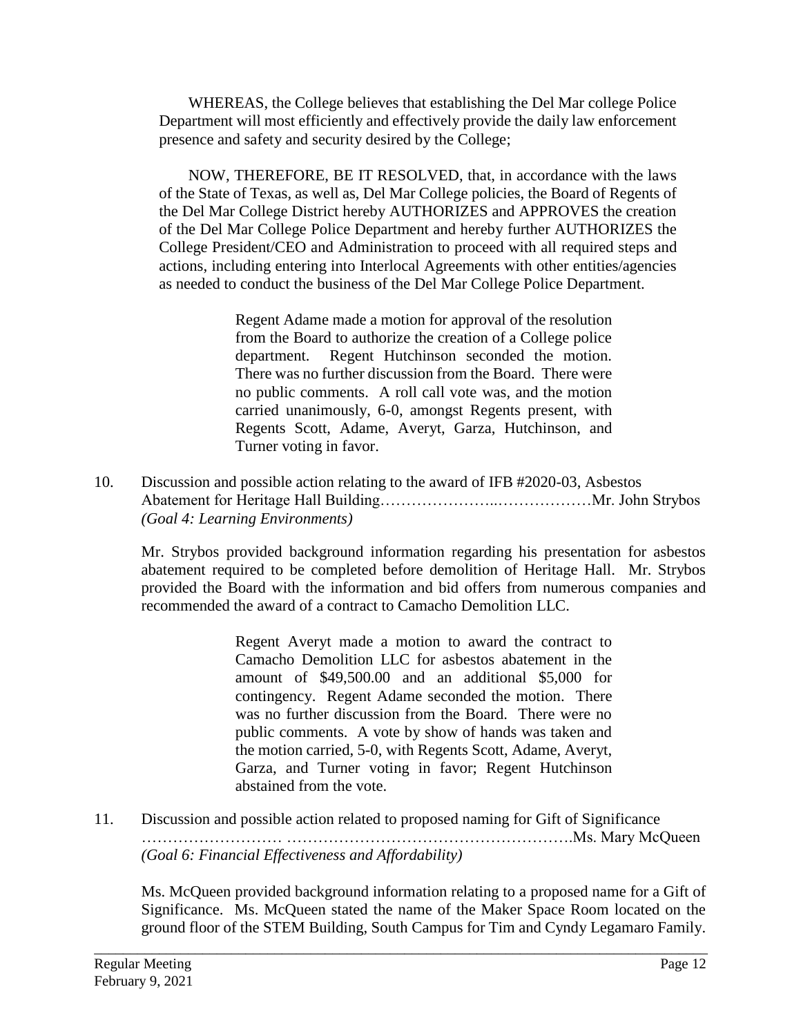WHEREAS, the College believes that establishing the Del Mar college Police Department will most efficiently and effectively provide the daily law enforcement presence and safety and security desired by the College;

NOW, THEREFORE, BE IT RESOLVED, that, in accordance with the laws of the State of Texas, as well as, Del Mar College policies, the Board of Regents of the Del Mar College District hereby AUTHORIZES and APPROVES the creation of the Del Mar College Police Department and hereby further AUTHORIZES the College President/CEO and Administration to proceed with all required steps and actions, including entering into Interlocal Agreements with other entities/agencies as needed to conduct the business of the Del Mar College Police Department.

> Regent Adame made a motion for approval of the resolution from the Board to authorize the creation of a College police department. Regent Hutchinson seconded the motion. There was no further discussion from the Board. There were no public comments. A roll call vote was, and the motion carried unanimously, 6-0, amongst Regents present, with Regents Scott, Adame, Averyt, Garza, Hutchinson, and Turner voting in favor.

10. Discussion and possible action relating to the award of IFB #2020-03, Asbestos Abatement for Heritage Hall Building…………………..………………Mr. John Strybos
*(Goal 4: Learning Environments)*

Mr. Strybos provided background information regarding his presentation for asbestos abatement required to be completed before demolition of Heritage Hall. Mr. Strybos provided the Board with the information and bid offers from numerous companies and recommended the award of a contract to Camacho Demolition LLC.

> Regent Averyt made a motion to award the contract to Camacho Demolition LLC for asbestos abatement in the amount of $49,500.00 and an additional $5,000 for contingency. Regent Adame seconded the motion. There was no further discussion from the Board. There were no public comments. A vote by show of hands was taken and the motion carried, 5-0, with Regents Scott, Adame, Averyt, Garza, and Turner voting in favor; Regent Hutchinson abstained from the vote.

11. Discussion and possible action related to proposed naming for Gift of Significance
……………………… ……………………………………………….Ms. Mary McQueen
*(Goal 6: Financial Effectiveness and Affordability)*

Ms. McQueen provided background information relating to a proposed name for a Gift of Significance. Ms. McQueen stated the name of the Maker Space Room located on the ground floor of the STEM Building, South Campus for Tim and Cyndy Legamaro Family.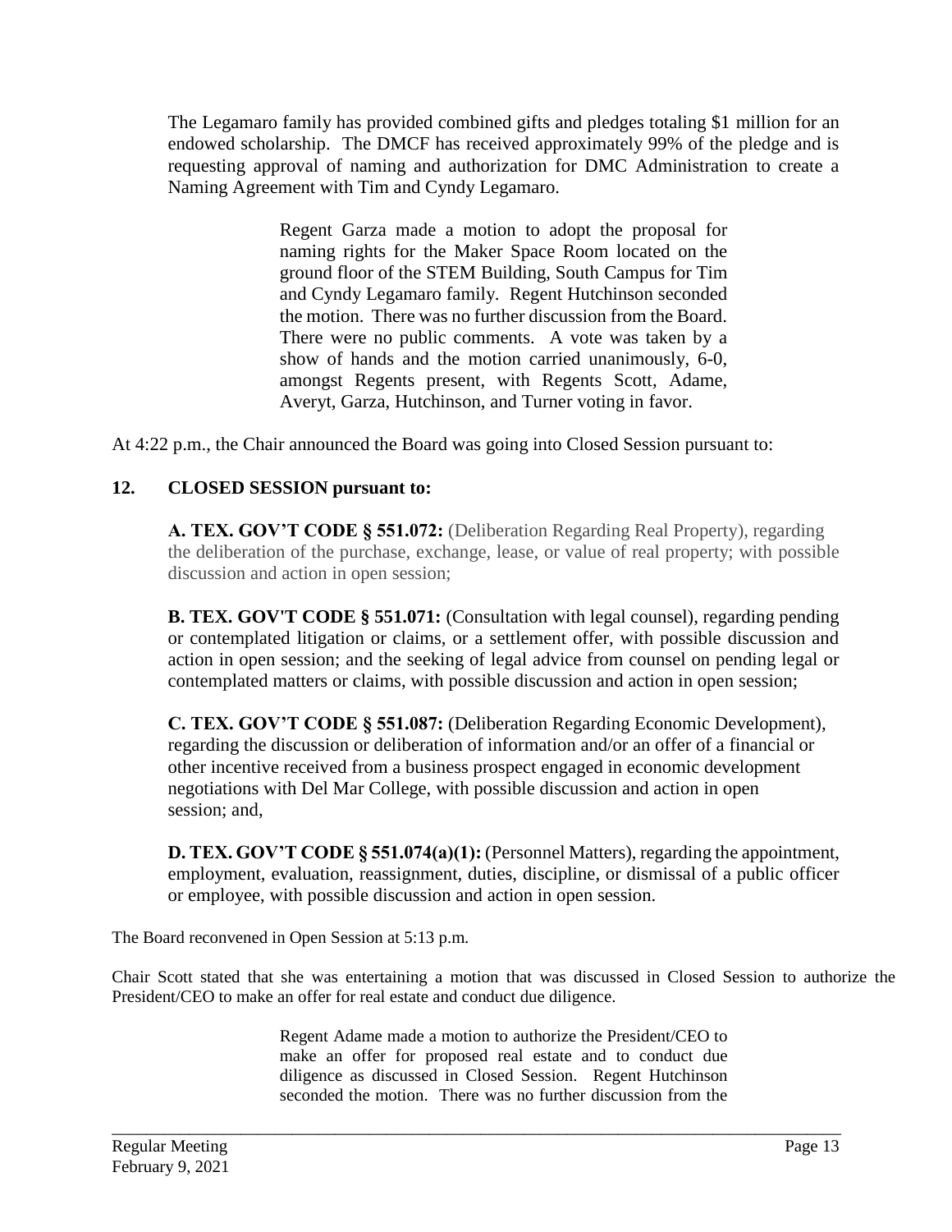The Legamaro family has provided combined gifts and pledges totaling $1 million for an endowed scholarship. The DMCF has received approximately 99% of the pledge and is requesting approval of naming and authorization for DMC Administration to create a Naming Agreement with Tim and Cyndy Legamaro.

> Regent Garza made a motion to adopt the proposal for naming rights for the Maker Space Room located on the ground floor of the STEM Building, South Campus for Tim and Cyndy Legamaro family. Regent Hutchinson seconded the motion. There was no further discussion from the Board. There were no public comments. A vote was taken by a show of hands and the motion carried unanimously, 6-0, amongst Regents present, with Regents Scott, Adame, Averyt, Garza, Hutchinson, and Turner voting in favor.

At 4:22 p.m., the Chair announced the Board was going into Closed Session pursuant to:

**12. CLOSED SESSION pursuant to:**

**A. TEX. GOV'T CODE § 551.072:** (Deliberation Regarding Real Property), regarding the deliberation of the purchase, exchange, lease, or value of real property; with possible discussion and action in open session;

**B. TEX. GOV'T CODE § 551.071:** (Consultation with legal counsel), regarding pending or contemplated litigation or claims, or a settlement offer, with possible discussion and action in open session; and the seeking of legal advice from counsel on pending legal or contemplated matters or claims, with possible discussion and action in open session;

**C. TEX. GOV'T CODE § 551.087:** (Deliberation Regarding Economic Development), regarding the discussion or deliberation of information and/or an offer of a financial or other incentive received from a business prospect engaged in economic development negotiations with Del Mar College, with possible discussion and action in open session; and,

**D. TEX. GOV'T CODE § 551.074(a)(1):** (Personnel Matters), regarding the appointment, employment, evaluation, reassignment, duties, discipline, or dismissal of a public officer or employee, with possible discussion and action in open session.

The Board reconvened in Open Session at 5:13 p.m.

Chair Scott stated that she was entertaining a motion that was discussed in Closed Session to authorize the President/CEO to make an offer for real estate and conduct due diligence.

> Regent Adame made a motion to authorize the President/CEO to make an offer for proposed real estate and to conduct due diligence as discussed in Closed Session. Regent Hutchinson seconded the motion. There was no further discussion from the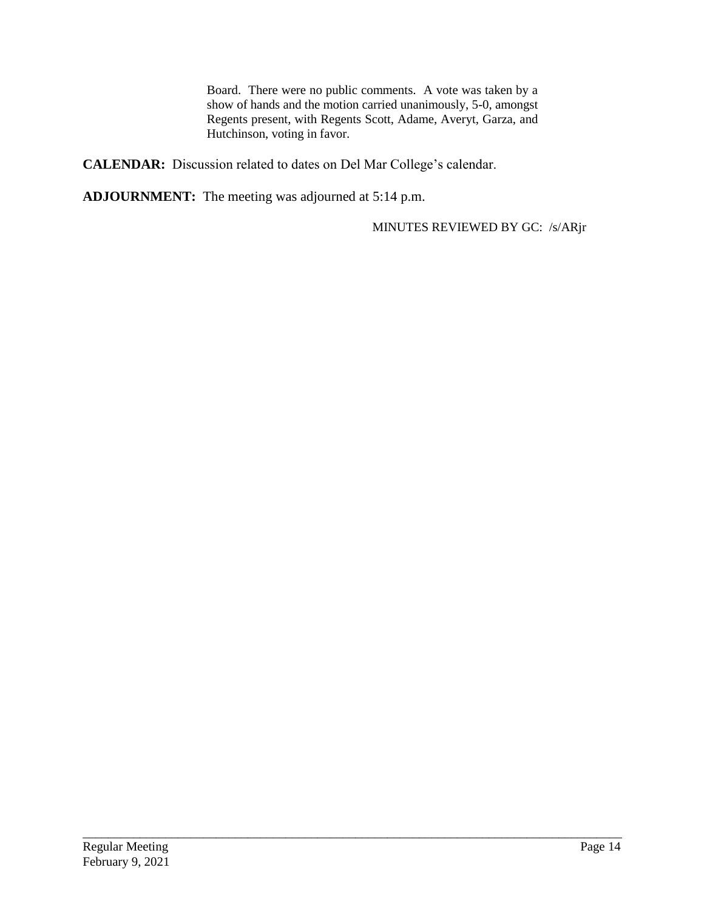Board. There were no public comments. A vote was taken by a show of hands and the motion carried unanimously, 5-0, amongst Regents present, with Regents Scott, Adame, Averyt, Garza, and Hutchinson, voting in favor.

**CALENDAR:** Discussion related to dates on Del Mar College's calendar.

**ADJOURNMENT:** The meeting was adjourned at 5:14 p.m.

MINUTES REVIEWED BY GC: /s/ARjr